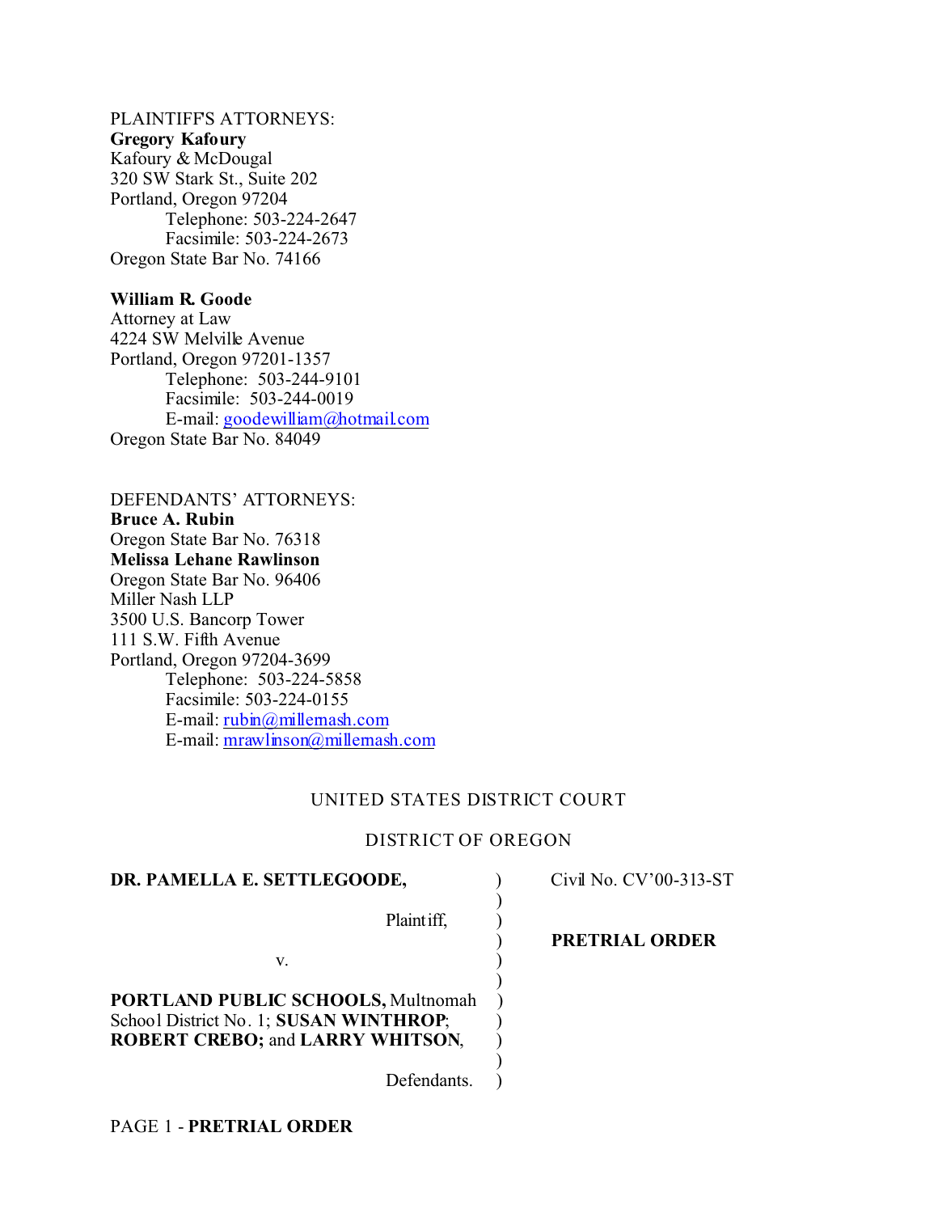PLAINTIFF'S ATTORNEYS:
**Gregory Kafoury**
Kafoury & McDougal
320 SW Stark St., Suite 202
Portland, Oregon 97204
Telephone: 503-224-2647
Facsimile: 503-224-2673
Oregon State Bar No. 74166

**William R. Goode**
Attorney at Law
4224 SW Melville Avenue
Portland, Oregon 97201-1357
Telephone: 503-244-9101
Facsimile: 503-244-0019
E-mail: goodewilliam@hotmail.com
Oregon State Bar No. 84049

DEFENDANTS' ATTORNEYS:
**Bruce A. Rubin**
Oregon State Bar No. 76318
**Melissa Lehane Rawlinson**
Oregon State Bar No. 96406
Miller Nash LLP
3500 U.S. Bancorp Tower
111 S.W. Fifth Avenue
Portland, Oregon 97204-3699
Telephone: 503-224-5858
Facsimile: 503-224-0155
E-mail: rubin@millernash.com
E-mail: mrawlinson@millernash.com

UNITED STATES DISTRICT COURT

DISTRICT OF OREGON

**DR. PAMELLA E. SETTLEGOODE,**

Plaintiff,

v.

**PORTLAND PUBLIC SCHOOLS,** Multnomah School District No. 1; **SUSAN WINTHROP**; **ROBERT CREBO;** and **LARRY WHITSON**,

Defendants.

Civil No. CV'00-313-ST

**PRETRIAL ORDER**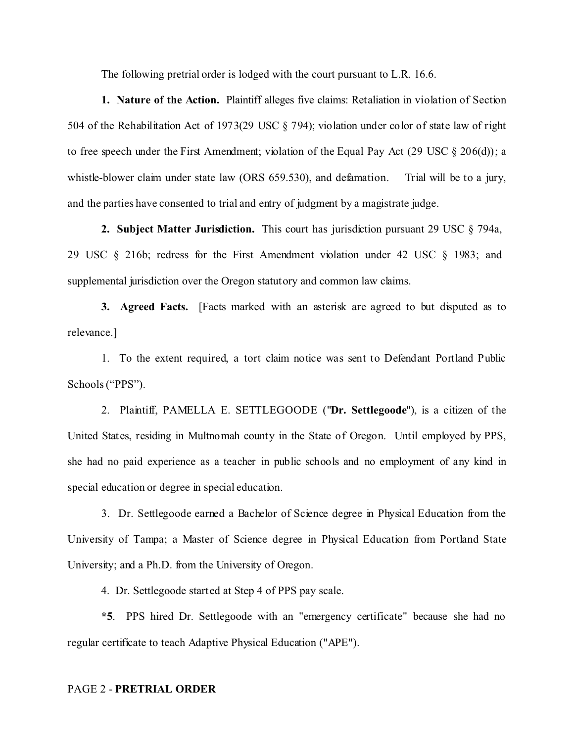The following pretrial order is lodged with the court pursuant to L.R. 16.6.

**1. Nature of the Action.** Plaintiff alleges five claims: Retaliation in violation of Section 504 of the Rehabilitation Act of 1973(29 USC § 794); violation under color of state law of right to free speech under the First Amendment; violation of the Equal Pay Act (29 USC § 206(d)); a whistle-blower claim under state law (ORS 659.530), and defamation. Trial will be to a jury, and the parties have consented to trial and entry of judgment by a magistrate judge.

**2. Subject Matter Jurisdiction.** This court has jurisdiction pursuant 29 USC § 794a, 29 USC § 216b; redress for the First Amendment violation under 42 USC § 1983; and supplemental jurisdiction over the Oregon statutory and common law claims.

**3. Agreed Facts.** [Facts marked with an asterisk are agreed to but disputed as to relevance.]

1. To the extent required, a tort claim notice was sent to Defendant Portland Public Schools ("PPS").

2. Plaintiff, PAMELLA E. SETTLEGOODE ("**Dr. Settlegoode**"), is a citizen of the United States, residing in Multnomah county in the State of Oregon. Until employed by PPS, she had no paid experience as a teacher in public schools and no employment of any kind in special education or degree in special education.

3. Dr. Settlegoode earned a Bachelor of Science degree in Physical Education from the University of Tampa; a Master of Science degree in Physical Education from Portland State University; and a Ph.D. from the University of Oregon.

4. Dr. Settlegoode started at Step 4 of PPS pay scale.

**\*5**. PPS hired Dr. Settlegoode with an "emergency certificate" because she had no regular certificate to teach Adaptive Physical Education ("APE").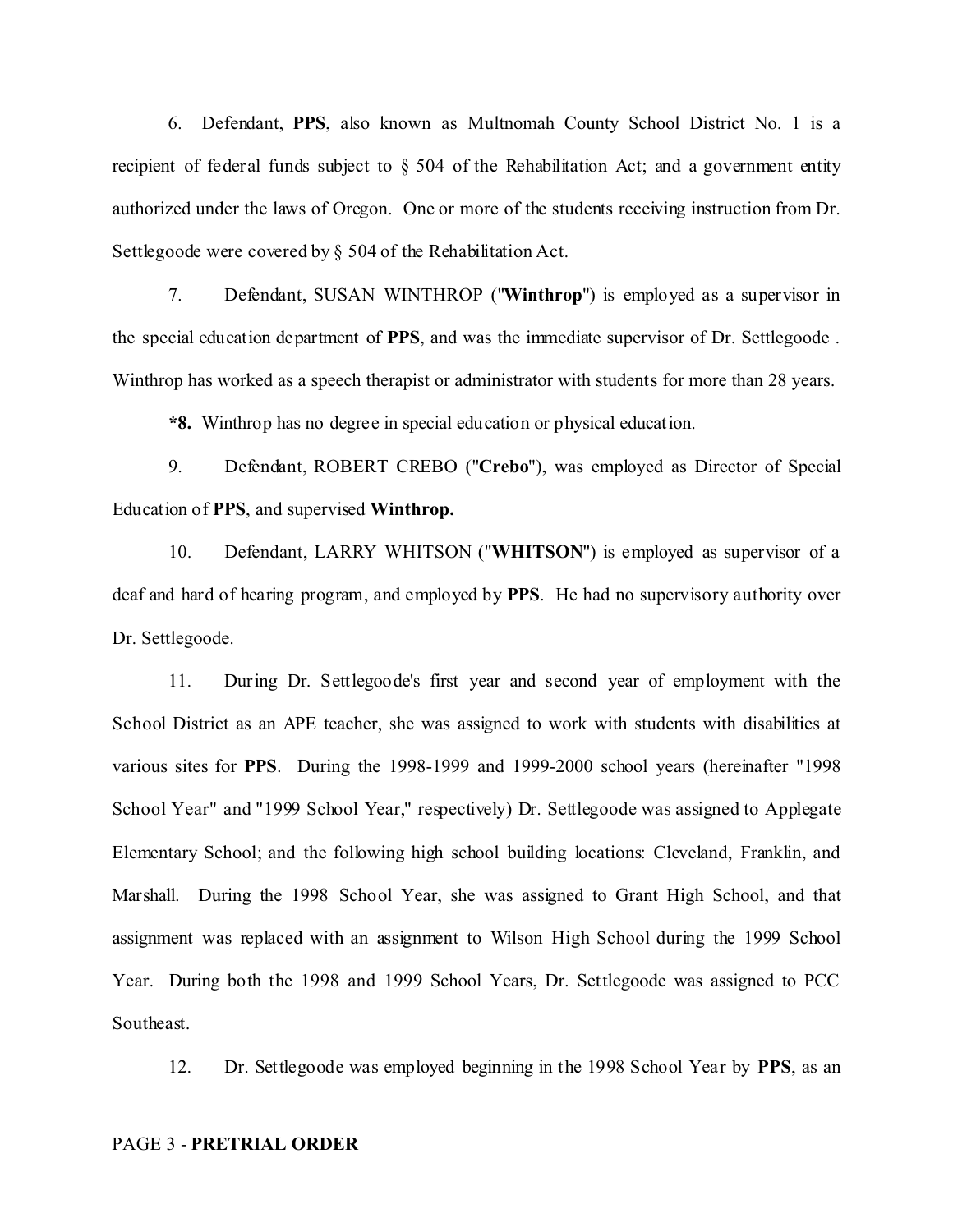6. Defendant, **PPS**, also known as Multnomah County School District No. 1 is a recipient of federal funds subject to § 504 of the Rehabilitation Act; and a government entity authorized under the laws of Oregon. One or more of the students receiving instruction from Dr. Settlegoode were covered by § 504 of the Rehabilitation Act.

7. Defendant, SUSAN WINTHROP ("**Winthrop**") is employed as a supervisor in the special education department of **PPS**, and was the immediate supervisor of Dr. Settlegoode . Winthrop has worked as a speech therapist or administrator with students for more than 28 years.

***8.** Winthrop has no degree in special education or physical education.

9. Defendant, ROBERT CREBO ("**Crebo**"), was employed as Director of Special Education of **PPS**, and supervised **Winthrop.**

10. Defendant, LARRY WHITSON ("**WHITSON**") is employed as supervisor of a deaf and hard of hearing program, and employed by **PPS**. He had no supervisory authority over Dr. Settlegoode.

11. During Dr. Settlegoode's first year and second year of employment with the School District as an APE teacher, she was assigned to work with students with disabilities at various sites for **PPS**. During the 1998-1999 and 1999-2000 school years (hereinafter "1998 School Year" and "1999 School Year," respectively) Dr. Settlegoode was assigned to Applegate Elementary School; and the following high school building locations: Cleveland, Franklin, and Marshall. During the 1998 School Year, she was assigned to Grant High School, and that assignment was replaced with an assignment to Wilson High School during the 1999 School Year. During both the 1998 and 1999 School Years, Dr. Settlegoode was assigned to PCC Southeast.

12. Dr. Settlegoode was employed beginning in the 1998 School Year by **PPS**, as an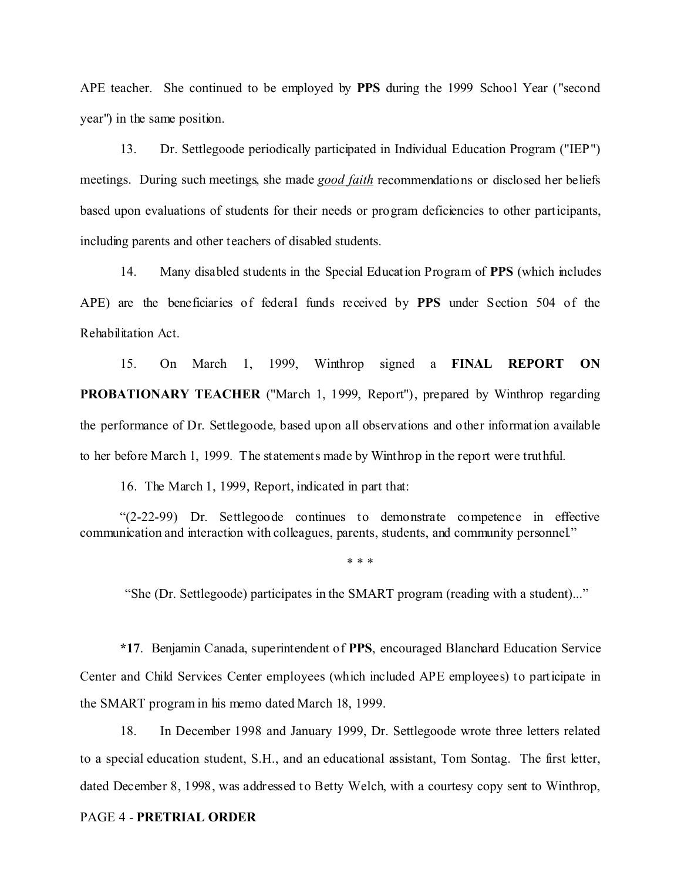APE teacher. She continued to be employed by **PPS** during the 1999 School Year ("second year") in the same position.

13. Dr. Settlegoode periodically participated in Individual Education Program ("IEP") meetings. During such meetings, she made ***good faith*** recommendations or disclosed her beliefs based upon evaluations of students for their needs or program deficiencies to other participants, including parents and other teachers of disabled students.

14. Many disabled students in the Special Education Program of **PPS** (which includes APE) are the beneficiaries of federal funds received by **PPS** under Section 504 of the Rehabilitation Act.

15. On March 1, 1999, Winthrop signed a **FINAL REPORT ON PROBATIONARY TEACHER** ("March 1, 1999, Report"), prepared by Winthrop regarding the performance of Dr. Settlegoode, based upon all observations and other information available to her before March 1, 1999. The statements made by Winthrop in the report were truthful.

16. The March 1, 1999, Report, indicated in part that:

> "(2-22-99) Dr. Settlegoode continues to demonstrate competence in effective communication and interaction with colleagues, parents, students, and community personnel."
>
> * * *
>
> "She (Dr. Settlegoode) participates in the SMART program (reading with a student)..."

***17**. Benjamin Canada, superintendent of **PPS**, encouraged Blanchard Education Service Center and Child Services Center employees (which included APE employees) to participate in the SMART program in his memo dated March 18, 1999.

18. In December 1998 and January 1999, Dr. Settlegoode wrote three letters related to a special education student, S.H., and an educational assistant, Tom Sontag. The first letter, dated December 8, 1998, was addressed to Betty Welch, with a courtesy copy sent to Winthrop,

PAGE 4 - **PRETRIAL ORDER**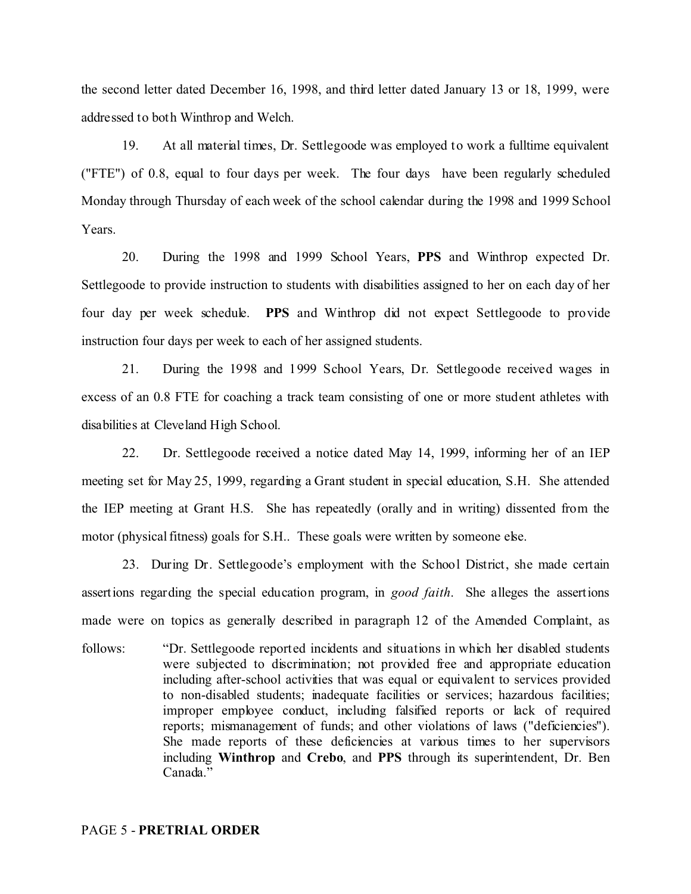the second letter dated December 16, 1998, and third letter dated January 13 or 18, 1999, were addressed to both Winthrop and Welch.

19. At all material times, Dr. Settlegoode was employed to work a fulltime equivalent ("FTE") of 0.8, equal to four days per week. The four days have been regularly scheduled Monday through Thursday of each week of the school calendar during the 1998 and 1999 School Years.

20. During the 1998 and 1999 School Years, **PPS** and Winthrop expected Dr. Settlegoode to provide instruction to students with disabilities assigned to her on each day of her four day per week schedule. **PPS** and Winthrop did not expect Settlegoode to provide instruction four days per week to each of her assigned students.

21. During the 1998 and 1999 School Years, Dr. Settlegoode received wages in excess of an 0.8 FTE for coaching a track team consisting of one or more student athletes with disabilities at Cleveland High School.

22. Dr. Settlegoode received a notice dated May 14, 1999, informing her of an IEP meeting set for May 25, 1999, regarding a Grant student in special education, S.H. She attended the IEP meeting at Grant H.S. She has repeatedly (orally and in writing) dissented from the motor (physical fitness) goals for S.H.. These goals were written by someone else.

23. During Dr. Settlegoode's employment with the School District, she made certain assertions regarding the special education program, in *good faith*. She alleges the assertions made were on topics as generally described in paragraph 12 of the Amended Complaint, as follows:

> "Dr. Settlegoode reported incidents and situations in which her disabled students were subjected to discrimination; not provided free and appropriate education including after-school activities that was equal or equivalent to services provided to non-disabled students; inadequate facilities or services; hazardous facilities; improper employee conduct, including falsified reports or lack of required reports; mismanagement of funds; and other violations of laws ("deficiencies"). She made reports of these deficiencies at various times to her supervisors including **Winthrop** and **Crebo**, and **PPS** through its superintendent, Dr. Ben Canada."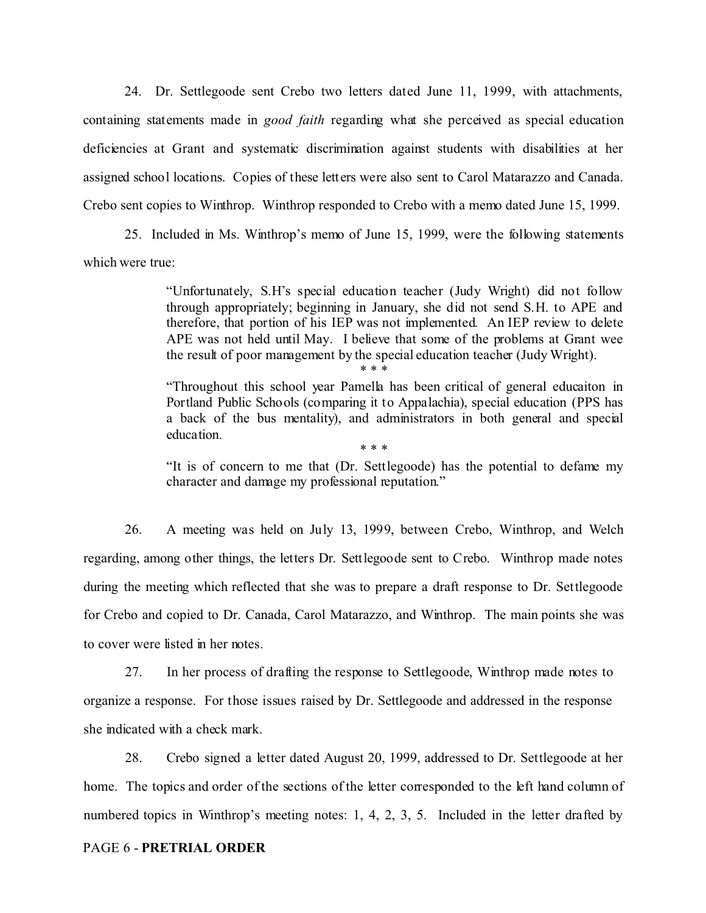24. Dr. Settlegoode sent Crebo two letters dated June 11, 1999, with attachments, containing statements made in *good faith* regarding what she perceived as special education deficiencies at Grant and systematic discrimination against students with disabilities at her assigned school locations. Copies of these letters were also sent to Carol Matarazzo and Canada. Crebo sent copies to Winthrop. Winthrop responded to Crebo with a memo dated June 15, 1999.

25. Included in Ms. Winthrop's memo of June 15, 1999, were the following statements which were true:

> "Unfortunately, S.H's special education teacher (Judy Wright) did not follow through appropriately; beginning in January, she did not send S.H. to APE and therefore, that portion of his IEP was not implemented. An IEP review to delete APE was not held until May. I believe that some of the problems at Grant wee the result of poor management by the special education teacher (Judy Wright).
>
> \* \* \*
>
> "Throughout this school year Pamella has been critical of general educaiton in Portland Public Schools (comparing it to Appalachia), special education (PPS has a back of the bus mentality), and administrators in both general and special education.
>
> \* \* \*
>
> "It is of concern to me that (Dr. Settlegoode) has the potential to defame my character and damage my professional reputation."

26. A meeting was held on July 13, 1999, between Crebo, Winthrop, and Welch regarding, among other things, the letters Dr. Settlegoode sent to Crebo. Winthrop made notes during the meeting which reflected that she was to prepare a draft response to Dr. Settlegoode for Crebo and copied to Dr. Canada, Carol Matarazzo, and Winthrop. The main points she was to cover were listed in her notes.

27. In her process of drafting the response to Settlegoode, Winthrop made notes to organize a response. For those issues raised by Dr. Settlegoode and addressed in the response she indicated with a check mark.

28. Crebo signed a letter dated August 20, 1999, addressed to Dr. Settlegoode at her home. The topics and order of the sections of the letter corresponded to the left hand column of numbered topics in Winthrop's meeting notes: 1, 4, 2, 3, 5. Included in the letter drafted by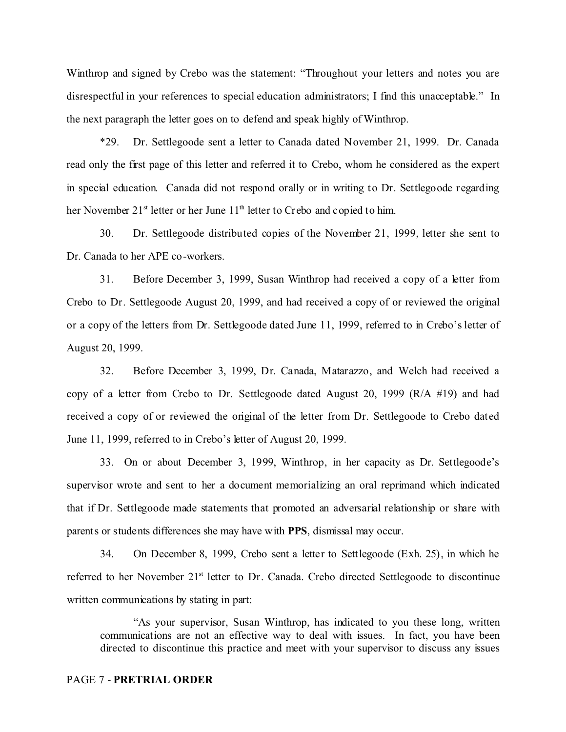Winthrop and signed by Crebo was the statement: "Throughout your letters and notes you are disrespectful in your references to special education administrators; I find this unacceptable." In the next paragraph the letter goes on to defend and speak highly of Winthrop.

*29. Dr. Settlegoode sent a letter to Canada dated November 21, 1999. Dr. Canada read only the first page of this letter and referred it to Crebo, whom he considered as the expert in special education. Canada did not respond orally or in writing to Dr. Settlegoode regarding her November 21st letter or her June 11th letter to Crebo and copied to him.

30. Dr. Settlegoode distributed copies of the November 21, 1999, letter she sent to Dr. Canada to her APE co-workers.

31. Before December 3, 1999, Susan Winthrop had received a copy of a letter from Crebo to Dr. Settlegoode August 20, 1999, and had received a copy of or reviewed the original or a copy of the letters from Dr. Settlegoode dated June 11, 1999, referred to in Crebo's letter of August 20, 1999.

32. Before December 3, 1999, Dr. Canada, Matarazzo, and Welch had received a copy of a letter from Crebo to Dr. Settlegoode dated August 20, 1999 (R/A #19) and had received a copy of or reviewed the original of the letter from Dr. Settlegoode to Crebo dated June 11, 1999, referred to in Crebo's letter of August 20, 1999.

33. On or about December 3, 1999, Winthrop, in her capacity as Dr. Settlegoode's supervisor wrote and sent to her a document memorializing an oral reprimand which indicated that if Dr. Settlegoode made statements that promoted an adversarial relationship or share with parents or students differences she may have with **PPS**, dismissal may occur.

34. On December 8, 1999, Crebo sent a letter to Settlegoode (Exh. 25), in which he referred to her November 21st letter to Dr. Canada. Crebo directed Settlegoode to discontinue written communications by stating in part:

> "As your supervisor, Susan Winthrop, has indicated to you these long, written communications are not an effective way to deal with issues. In fact, you have been directed to discontinue this practice and meet with your supervisor to discuss any issues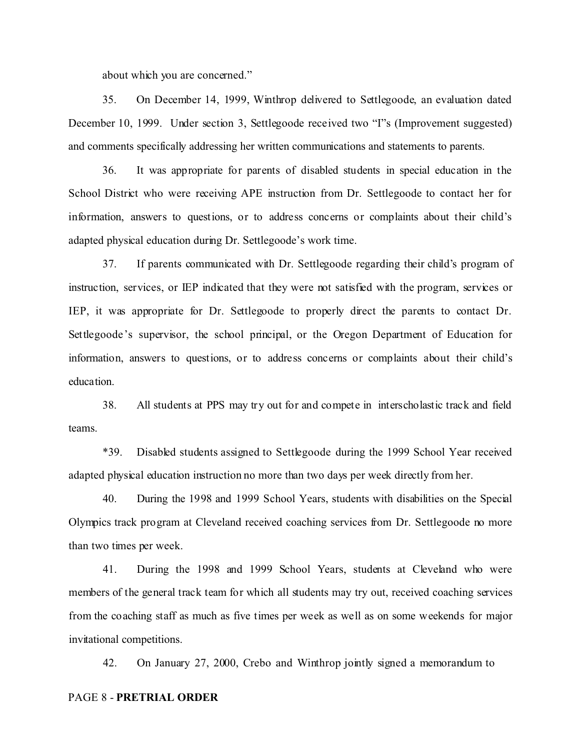about which you are concerned."

35. On December 14, 1999, Winthrop delivered to Settlegoode, an evaluation dated December 10, 1999. Under section 3, Settlegoode received two "I"s (Improvement suggested) and comments specifically addressing her written communications and statements to parents.

36. It was appropriate for parents of disabled students in special education in the School District who were receiving APE instruction from Dr. Settlegoode to contact her for information, answers to questions, or to address concerns or complaints about their child's adapted physical education during Dr. Settlegoode's work time.

37. If parents communicated with Dr. Settlegoode regarding their child's program of instruction, services, or IEP indicated that they were not satisfied with the program, services or IEP, it was appropriate for Dr. Settlegoode to properly direct the parents to contact Dr. Settlegoode's supervisor, the school principal, or the Oregon Department of Education for information, answers to questions, or to address concerns or complaints about their child's education.

38. All students at PPS may try out for and compete in interscholastic track and field teams.

*39. Disabled students assigned to Settlegoode during the 1999 School Year received adapted physical education instruction no more than two days per week directly from her.

40. During the 1998 and 1999 School Years, students with disabilities on the Special Olympics track program at Cleveland received coaching services from Dr. Settlegoode no more than two times per week.

41. During the 1998 and 1999 School Years, students at Cleveland who were members of the general track team for which all students may try out, received coaching services from the coaching staff as much as five times per week as well as on some weekends for major invitational competitions.

42. On January 27, 2000, Crebo and Winthrop jointly signed a memorandum to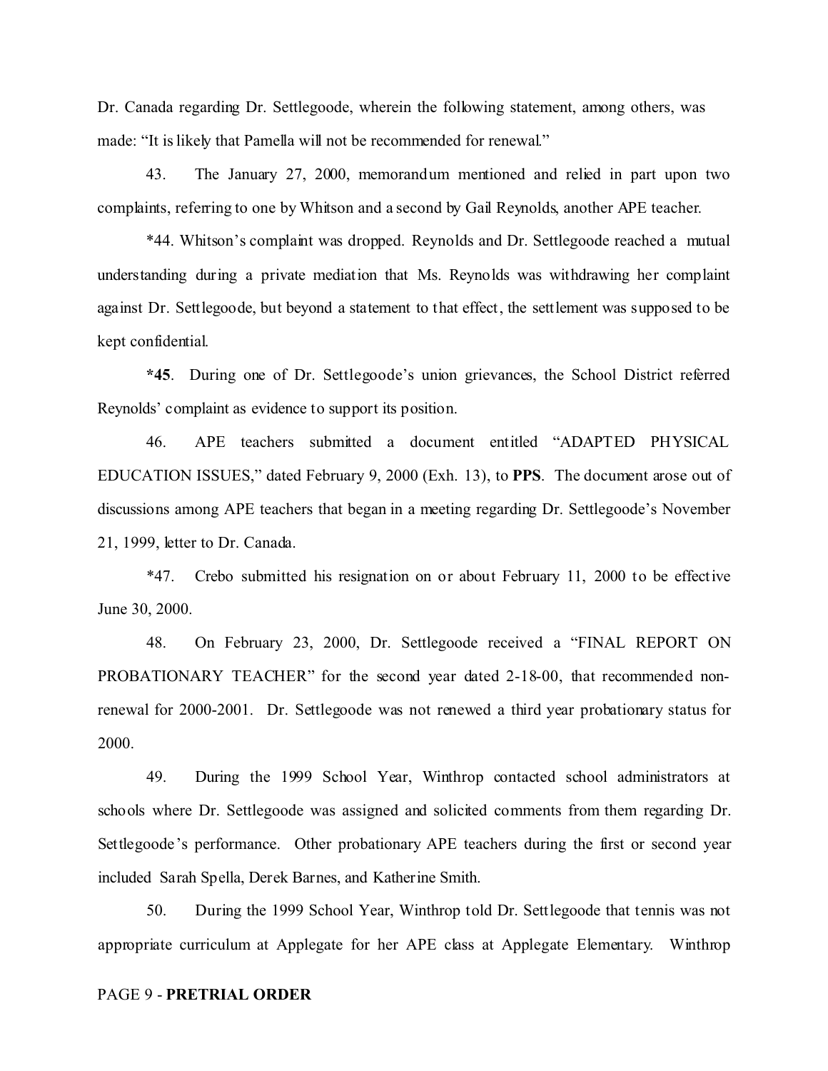Dr. Canada regarding Dr. Settlegoode, wherein the following statement, among others, was made: "It is likely that Pamella will not be recommended for renewal."

43. The January 27, 2000, memorandum mentioned and relied in part upon two complaints, referring to one by Whitson and a second by Gail Reynolds, another APE teacher.

*44. Whitson's complaint was dropped. Reynolds and Dr. Settlegoode reached a mutual understanding during a private mediation that Ms. Reynolds was withdrawing her complaint against Dr. Settlegoode, but beyond a statement to that effect, the settlement was supposed to be kept confidential.

**\*45**. During one of Dr. Settlegoode's union grievances, the School District referred Reynolds' complaint as evidence to support its position.

46. APE teachers submitted a document entitled "ADAPTED PHYSICAL EDUCATION ISSUES," dated February 9, 2000 (Exh. 13), to **PPS**. The document arose out of discussions among APE teachers that began in a meeting regarding Dr. Settlegoode's November 21, 1999, letter to Dr. Canada.

*47. Crebo submitted his resignation on or about February 11, 2000 to be effective June 30, 2000.

48. On February 23, 2000, Dr. Settlegoode received a "FINAL REPORT ON PROBATIONARY TEACHER" for the second year dated 2-18-00, that recommended non-renewal for 2000-2001. Dr. Settlegoode was not renewed a third year probationary status for 2000.

49. During the 1999 School Year, Winthrop contacted school administrators at schools where Dr. Settlegoode was assigned and solicited comments from them regarding Dr. Settlegoode's performance. Other probationary APE teachers during the first or second year included Sarah Spella, Derek Barnes, and Katherine Smith.

50. During the 1999 School Year, Winthrop told Dr. Settlegoode that tennis was not appropriate curriculum at Applegate for her APE class at Applegate Elementary. Winthrop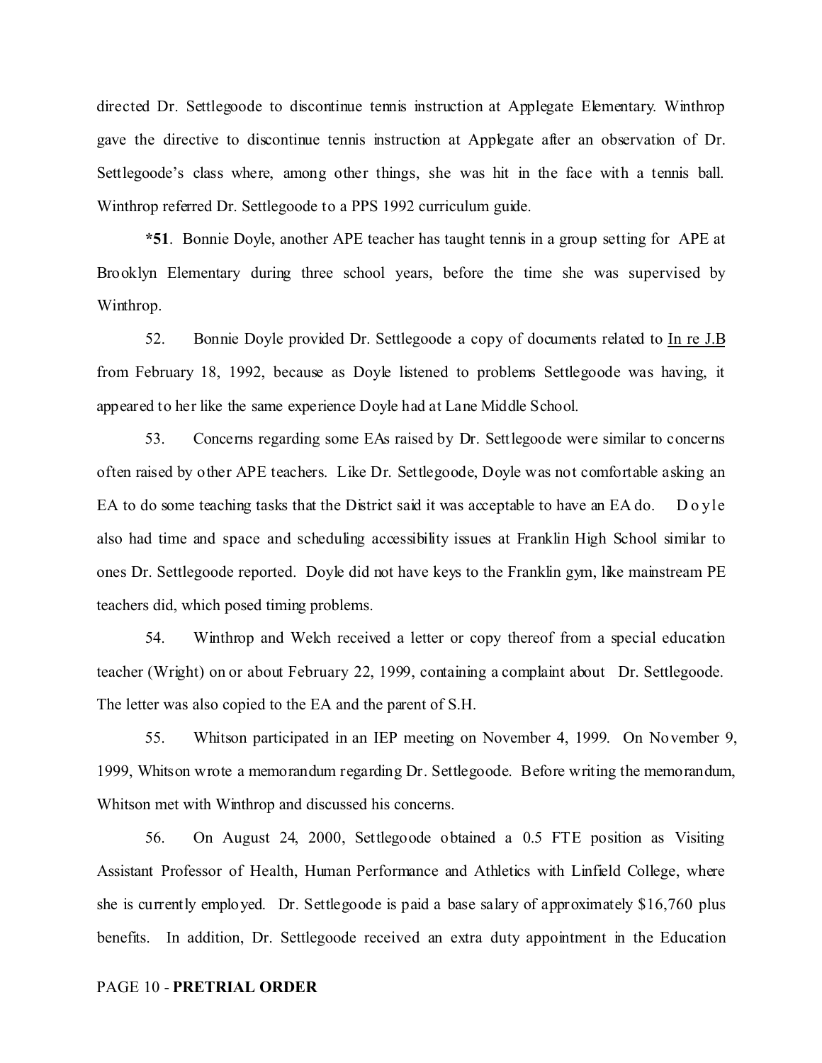directed Dr. Settlegoode to discontinue tennis instruction at Applegate Elementary. Winthrop gave the directive to discontinue tennis instruction at Applegate after an observation of Dr. Settlegoode's class where, among other things, she was hit in the face with a tennis ball. Winthrop referred Dr. Settlegoode to a PPS 1992 curriculum guide.

**\*51**. Bonnie Doyle, another APE teacher has taught tennis in a group setting for APE at Brooklyn Elementary during three school years, before the time she was supervised by Winthrop.

52. Bonnie Doyle provided Dr. Settlegoode a copy of documents related to <u>In re J.B</u> from February 18, 1992, because as Doyle listened to problems Settlegoode was having, it appeared to her like the same experience Doyle had at Lane Middle School.

53. Concerns regarding some EAs raised by Dr. Settlegoode were similar to concerns often raised by other APE teachers. Like Dr. Settlegoode, Doyle was not comfortable asking an EA to do some teaching tasks that the District said it was acceptable to have an EA do. Doyle also had time and space and scheduling accessibility issues at Franklin High School similar to ones Dr. Settlegoode reported. Doyle did not have keys to the Franklin gym, like mainstream PE teachers did, which posed timing problems.

54. Winthrop and Welch received a letter or copy thereof from a special education teacher (Wright) on or about February 22, 1999, containing a complaint about Dr. Settlegoode. The letter was also copied to the EA and the parent of S.H.

55. Whitson participated in an IEP meeting on November 4, 1999. On November 9, 1999, Whitson wrote a memorandum regarding Dr. Settlegoode. Before writing the memorandum, Whitson met with Winthrop and discussed his concerns.

56. On August 24, 2000, Settlegoode obtained a 0.5 FTE position as Visiting Assistant Professor of Health, Human Performance and Athletics with Linfield College, where she is currently employed. Dr. Settlegoode is paid a base salary of approximately $16,760 plus benefits. In addition, Dr. Settlegoode received an extra duty appointment in the Education

PAGE 10 - **PRETRIAL ORDER**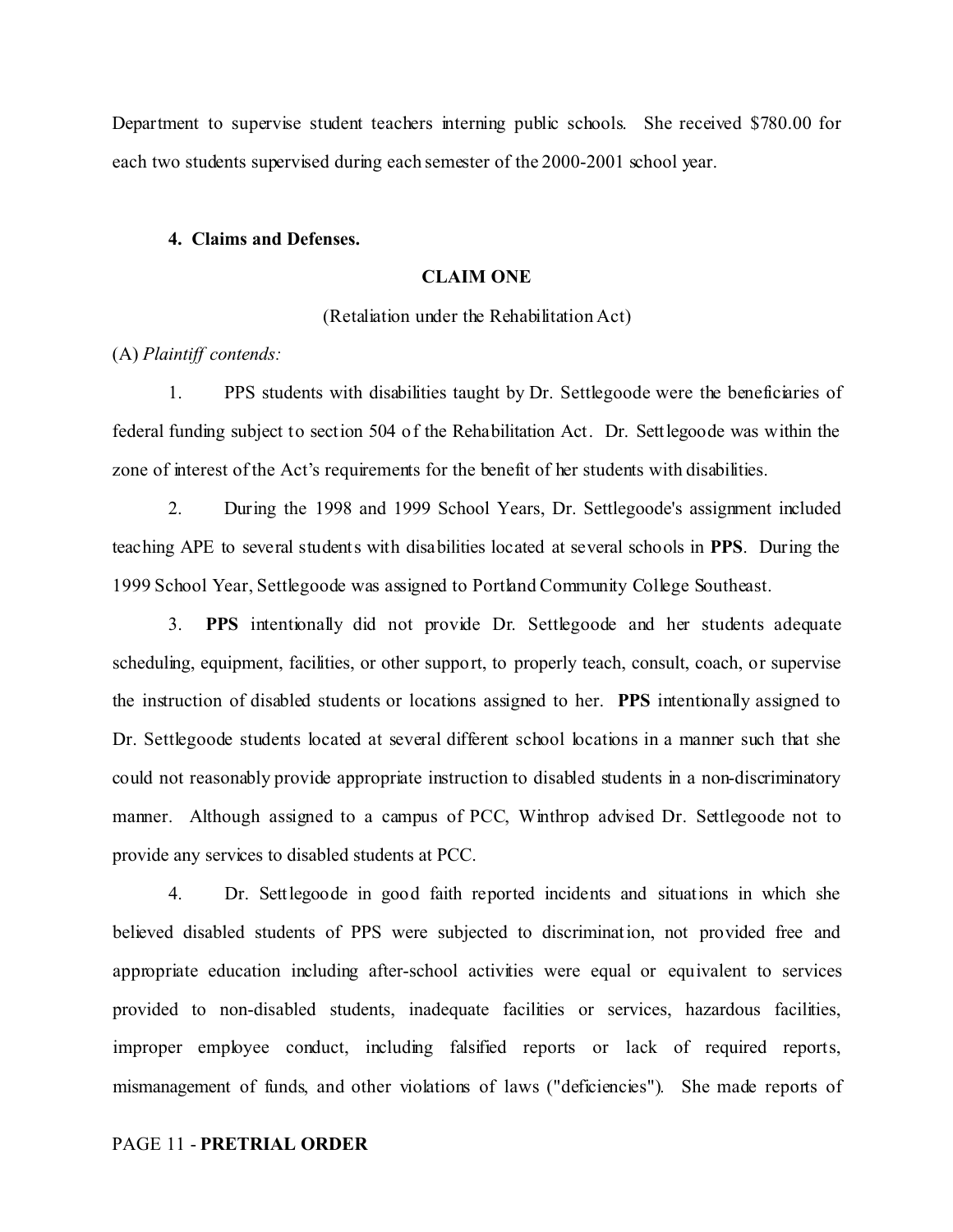Department to supervise student teachers interning public schools. She received $780.00 for each two students supervised during each semester of the 2000-2001 school year.

**4. Claims and Defenses.**

**CLAIM ONE**

(Retaliation under the Rehabilitation Act)

(A) *Plaintiff contends:*

1. PPS students with disabilities taught by Dr. Settlegoode were the beneficiaries of federal funding subject to section 504 of the Rehabilitation Act. Dr. Settlegoode was within the zone of interest of the Act's requirements for the benefit of her students with disabilities.

2. During the 1998 and 1999 School Years, Dr. Settlegoode's assignment included teaching APE to several students with disabilities located at several schools in **PPS**. During the 1999 School Year, Settlegoode was assigned to Portland Community College Southeast.

3. **PPS** intentionally did not provide Dr. Settlegoode and her students adequate scheduling, equipment, facilities, or other support, to properly teach, consult, coach, or supervise the instruction of disabled students or locations assigned to her. **PPS** intentionally assigned to Dr. Settlegoode students located at several different school locations in a manner such that she could not reasonably provide appropriate instruction to disabled students in a non-discriminatory manner. Although assigned to a campus of PCC, Winthrop advised Dr. Settlegoode not to provide any services to disabled students at PCC.

4. Dr. Settlegoode in good faith reported incidents and situations in which she believed disabled students of PPS were subjected to discrimination, not provided free and appropriate education including after-school activities were equal or equivalent to services provided to non-disabled students, inadequate facilities or services, hazardous facilities, improper employee conduct, including falsified reports or lack of required reports, mismanagement of funds, and other violations of laws ("deficiencies"). She made reports of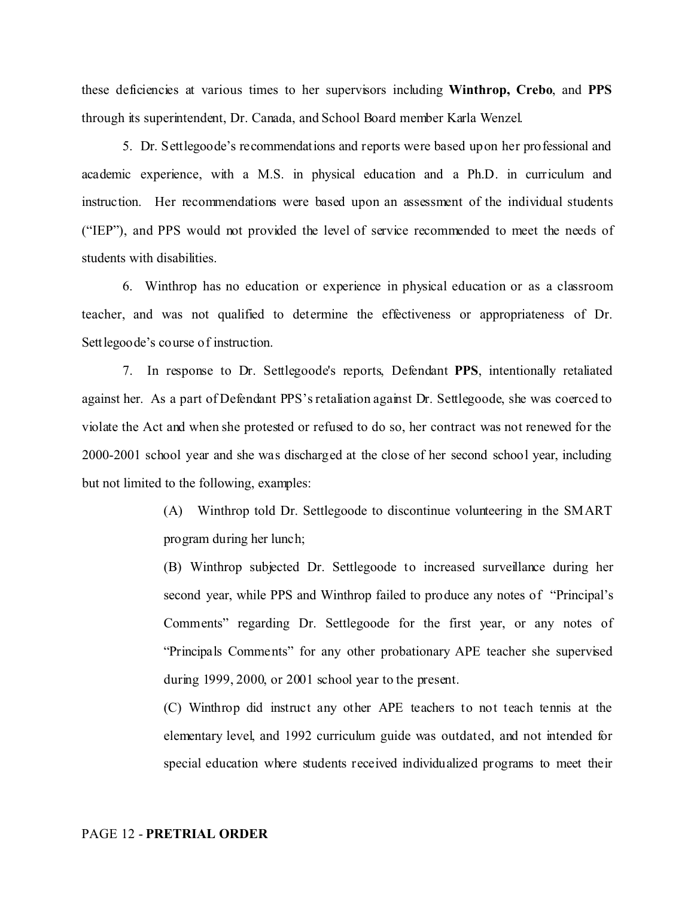these deficiencies at various times to her supervisors including **Winthrop, Crebo**, and **PPS** through its superintendent, Dr. Canada, and School Board member Karla Wenzel.

5. Dr. Settlegoode's recommendations and reports were based upon her professional and academic experience, with a M.S. in physical education and a Ph.D. in curriculum and instruction. Her recommendations were based upon an assessment of the individual students ("IEP"), and PPS would not provided the level of service recommended to meet the needs of students with disabilities.

6. Winthrop has no education or experience in physical education or as a classroom teacher, and was not qualified to determine the effectiveness or appropriateness of Dr. Settlegoode's course of instruction.

7. In response to Dr. Settlegoode's reports, Defendant **PPS**, intentionally retaliated against her. As a part of Defendant PPS's retaliation against Dr. Settlegoode, she was coerced to violate the Act and when she protested or refused to do so, her contract was not renewed for the 2000-2001 school year and she was discharged at the close of her second school year, including but not limited to the following, examples:

> (A) Winthrop told Dr. Settlegoode to discontinue volunteering in the SMART program during her lunch;
>
> (B) Winthrop subjected Dr. Settlegoode to increased surveillance during her second year, while PPS and Winthrop failed to produce any notes of "Principal's Comments" regarding Dr. Settlegoode for the first year, or any notes of "Principals Comments" for any other probationary APE teacher she supervised during 1999, 2000, or 2001 school year to the present.
>
> (C) Winthrop did instruct any other APE teachers to not teach tennis at the elementary level, and 1992 curriculum guide was outdated, and not intended for special education where students received individualized programs to meet their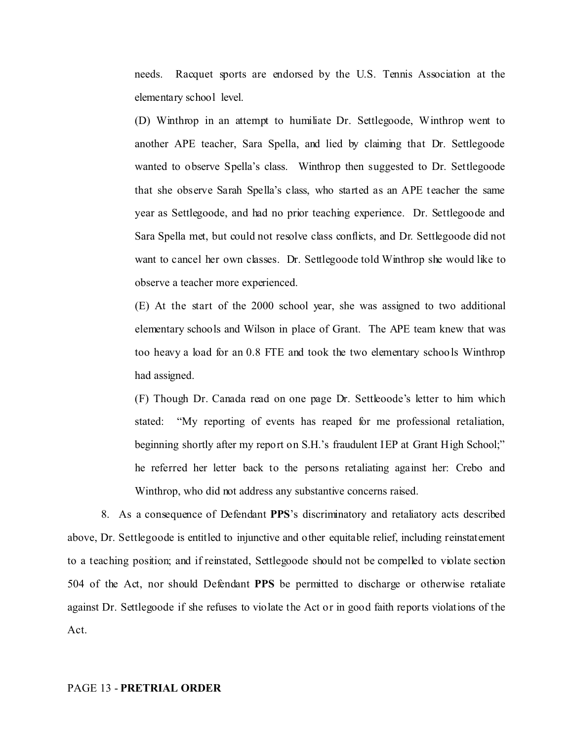needs. Racquet sports are endorsed by the U.S. Tennis Association at the elementary school level.

(D) Winthrop in an attempt to humiliate Dr. Settlegoode, Winthrop went to another APE teacher, Sara Spella, and lied by claiming that Dr. Settlegoode wanted to observe Spella's class. Winthrop then suggested to Dr. Settlegoode that she observe Sarah Spella's class, who started as an APE teacher the same year as Settlegoode, and had no prior teaching experience. Dr. Settlegoode and Sara Spella met, but could not resolve class conflicts, and Dr. Settlegoode did not want to cancel her own classes. Dr. Settlegoode told Winthrop she would like to observe a teacher more experienced.

(E) At the start of the 2000 school year, she was assigned to two additional elementary schools and Wilson in place of Grant. The APE team knew that was too heavy a load for an 0.8 FTE and took the two elementary schools Winthrop had assigned.

(F) Though Dr. Canada read on one page Dr. Settleoode's letter to him which stated: "My reporting of events has reaped for me professional retaliation, beginning shortly after my report on S.H.'s fraudulent IEP at Grant High School;" he referred her letter back to the persons retaliating against her: Crebo and Winthrop, who did not address any substantive concerns raised.

8. As a consequence of Defendant **PPS**'s discriminatory and retaliatory acts described above, Dr. Settlegoode is entitled to injunctive and other equitable relief, including reinstatement to a teaching position; and if reinstated, Settlegoode should not be compelled to violate section 504 of the Act, nor should Defendant **PPS** be permitted to discharge or otherwise retaliate against Dr. Settlegoode if she refuses to violate the Act or in good faith reports violations of the Act.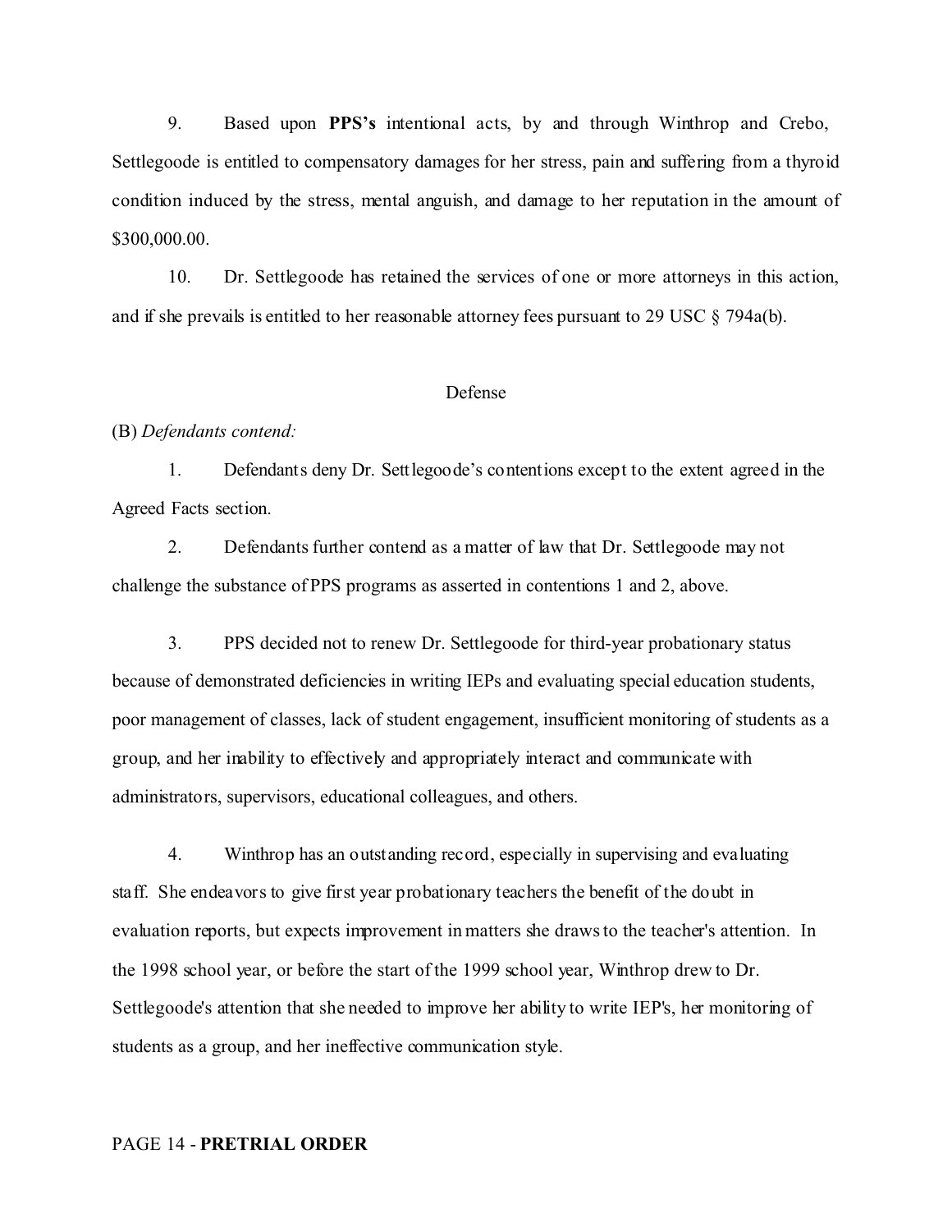9. Based upon **PPS's** intentional acts, by and through Winthrop and Crebo, Settlegoode is entitled to compensatory damages for her stress, pain and suffering from a thyroid condition induced by the stress, mental anguish, and damage to her reputation in the amount of $300,000.00.

10. Dr. Settlegoode has retained the services of one or more attorneys in this action, and if she prevails is entitled to her reasonable attorney fees pursuant to 29 USC § 794a(b).

## Defense

(B) *Defendants contend:*

1. Defendants deny Dr. Settlegoode's contentions except to the extent agreed in the Agreed Facts section.

2. Defendants further contend as a matter of law that Dr. Settlegoode may not challenge the substance of PPS programs as asserted in contentions 1 and 2, above.

3. PPS decided not to renew Dr. Settlegoode for third-year probationary status because of demonstrated deficiencies in writing IEPs and evaluating special education students, poor management of classes, lack of student engagement, insufficient monitoring of students as a group, and her inability to effectively and appropriately interact and communicate with administrators, supervisors, educational colleagues, and others.

4. Winthrop has an outstanding record, especially in supervising and evaluating staff. She endeavors to give first year probationary teachers the benefit of the doubt in evaluation reports, but expects improvement in matters she draws to the teacher's attention. In the 1998 school year, or before the start of the 1999 school year, Winthrop drew to Dr. Settlegoode's attention that she needed to improve her ability to write IEP's, her monitoring of students as a group, and her ineffective communication style.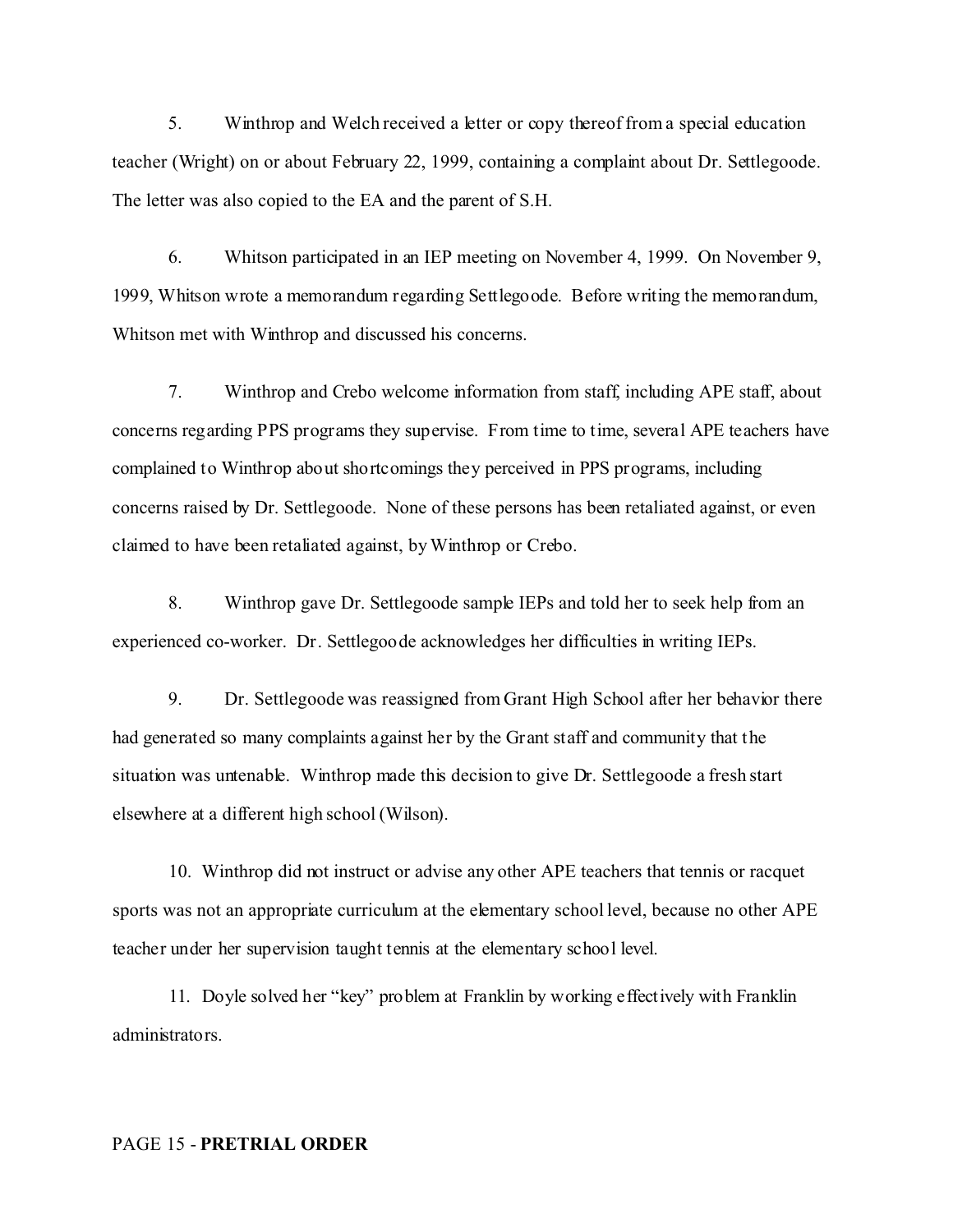5. Winthrop and Welch received a letter or copy thereof from a special education teacher (Wright) on or about February 22, 1999, containing a complaint about Dr. Settlegoode. The letter was also copied to the EA and the parent of S.H.

6. Whitson participated in an IEP meeting on November 4, 1999. On November 9, 1999, Whitson wrote a memorandum regarding Settlegoode. Before writing the memorandum, Whitson met with Winthrop and discussed his concerns.

7. Winthrop and Crebo welcome information from staff, including APE staff, about concerns regarding PPS programs they supervise. From time to time, several APE teachers have complained to Winthrop about shortcomings they perceived in PPS programs, including concerns raised by Dr. Settlegoode. None of these persons has been retaliated against, or even claimed to have been retaliated against, by Winthrop or Crebo.

8. Winthrop gave Dr. Settlegoode sample IEPs and told her to seek help from an experienced co-worker. Dr. Settlegoode acknowledges her difficulties in writing IEPs.

9. Dr. Settlegoode was reassigned from Grant High School after her behavior there had generated so many complaints against her by the Grant staff and community that the situation was untenable. Winthrop made this decision to give Dr. Settlegoode a fresh start elsewhere at a different high school (Wilson).

10. Winthrop did not instruct or advise any other APE teachers that tennis or racquet sports was not an appropriate curriculum at the elementary school level, because no other APE teacher under her supervision taught tennis at the elementary school level.

11. Doyle solved her "key" problem at Franklin by working effectively with Franklin administrators.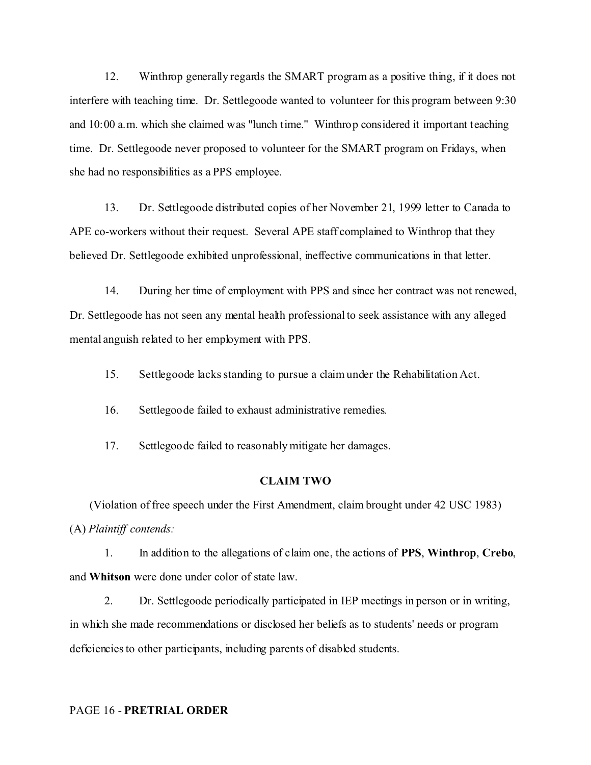12. Winthrop generally regards the SMART program as a positive thing, if it does not interfere with teaching time. Dr. Settlegoode wanted to volunteer for this program between 9:30 and 10:00 a.m. which she claimed was "lunch time." Winthrop considered it important teaching time. Dr. Settlegoode never proposed to volunteer for the SMART program on Fridays, when she had no responsibilities as a PPS employee.

13. Dr. Settlegoode distributed copies of her November 21, 1999 letter to Canada to APE co-workers without their request. Several APE staff complained to Winthrop that they believed Dr. Settlegoode exhibited unprofessional, ineffective communications in that letter.

14. During her time of employment with PPS and since her contract was not renewed, Dr. Settlegoode has not seen any mental health professional to seek assistance with any alleged mental anguish related to her employment with PPS.

15. Settlegoode lacks standing to pursue a claim under the Rehabilitation Act.

16. Settlegoode failed to exhaust administrative remedies.

17. Settlegoode failed to reasonably mitigate her damages.

## CLAIM TWO

(Violation of free speech under the First Amendment, claim brought under 42 USC 1983)

(A) *Plaintiff contends:*

1. In addition to the allegations of claim one, the actions of **PPS**, **Winthrop**, **Crebo**, and **Whitson** were done under color of state law.

2. Dr. Settlegoode periodically participated in IEP meetings in person or in writing, in which she made recommendations or disclosed her beliefs as to students' needs or program deficiencies to other participants, including parents of disabled students.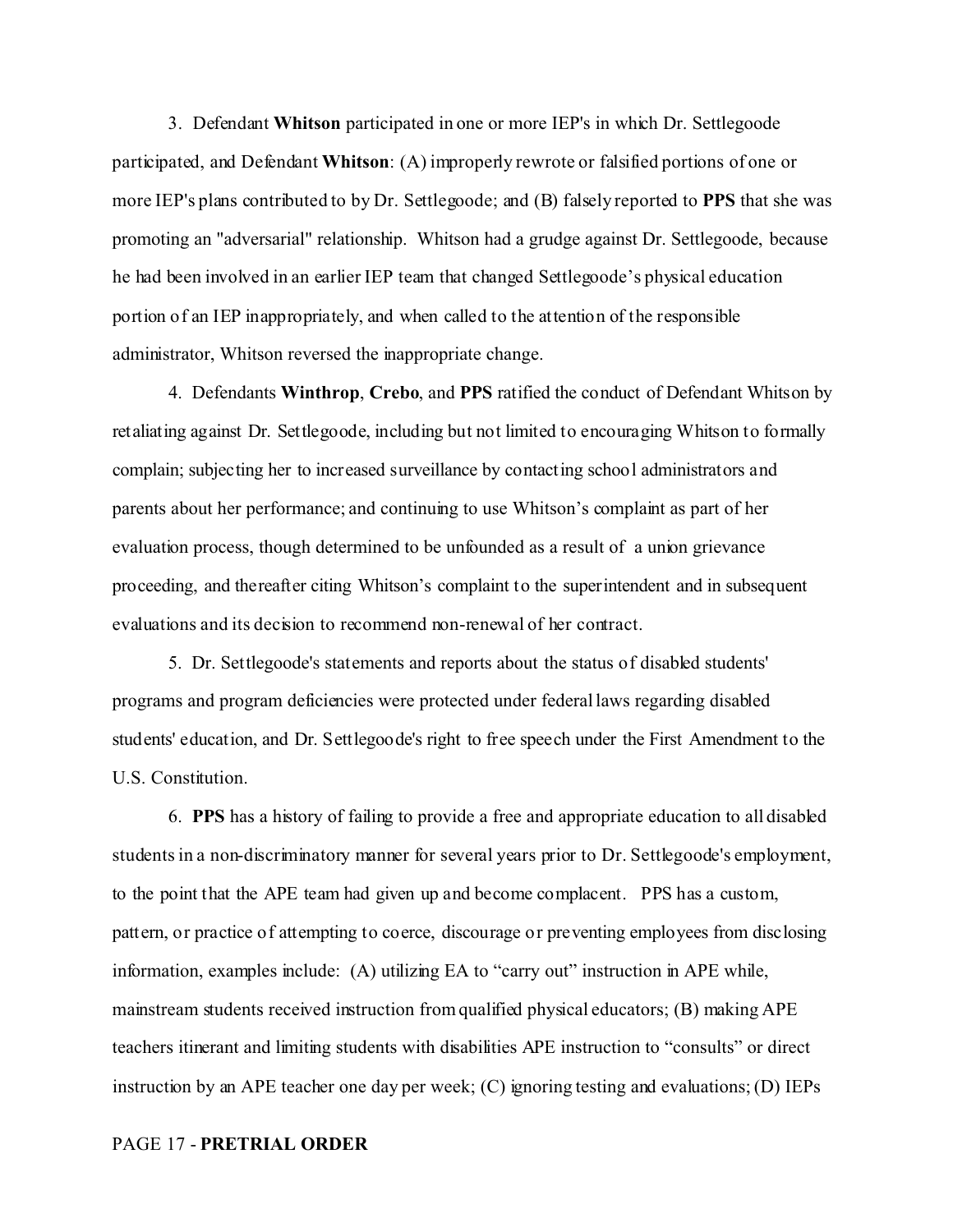3. Defendant **Whitson** participated in one or more IEP's in which Dr. Settlegoode participated, and Defendant **Whitson**: (A) improperly rewrote or falsified portions of one or more IEP's plans contributed to by Dr. Settlegoode; and (B) falsely reported to **PPS** that she was promoting an "adversarial" relationship. Whitson had a grudge against Dr. Settlegoode, because he had been involved in an earlier IEP team that changed Settlegoode's physical education portion of an IEP inappropriately, and when called to the attention of the responsible administrator, Whitson reversed the inappropriate change.

4. Defendants **Winthrop**, **Crebo**, and **PPS** ratified the conduct of Defendant Whitson by retaliating against Dr. Settlegoode, including but not limited to encouraging Whitson to formally complain; subjecting her to increased surveillance by contacting school administrators and parents about her performance; and continuing to use Whitson's complaint as part of her evaluation process, though determined to be unfounded as a result of a union grievance proceeding, and thereafter citing Whitson's complaint to the superintendent and in subsequent evaluations and its decision to recommend non-renewal of her contract.

5. Dr. Settlegoode's statements and reports about the status of disabled students' programs and program deficiencies were protected under federal laws regarding disabled students' education, and Dr. Settlegoode's right to free speech under the First Amendment to the U.S. Constitution.

6. **PPS** has a history of failing to provide a free and appropriate education to all disabled students in a non-discriminatory manner for several years prior to Dr. Settlegoode's employment, to the point that the APE team had given up and become complacent. PPS has a custom, pattern, or practice of attempting to coerce, discourage or preventing employees from disclosing information, examples include: (A) utilizing EA to "carry out" instruction in APE while, mainstream students received instruction from qualified physical educators; (B) making APE teachers itinerant and limiting students with disabilities APE instruction to "consults" or direct instruction by an APE teacher one day per week; (C) ignoring testing and evaluations; (D) IEPs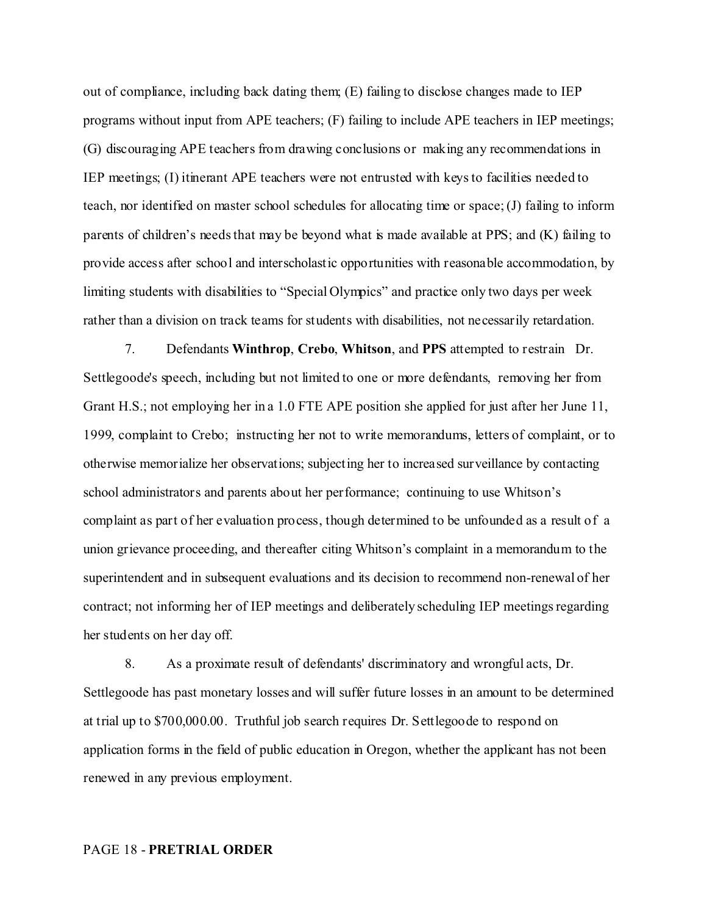out of compliance, including back dating them; (E) failing to disclose changes made to IEP programs without input from APE teachers; (F) failing to include APE teachers in IEP meetings; (G) discouraging APE teachers from drawing conclusions or making any recommendations in IEP meetings; (I) itinerant APE teachers were not entrusted with keys to facilities needed to teach, nor identified on master school schedules for allocating time or space; (J) failing to inform parents of children's needs that may be beyond what is made available at PPS; and (K) failing to provide access after school and interscholastic opportunities with reasonable accommodation, by limiting students with disabilities to "Special Olympics" and practice only two days per week rather than a division on track teams for students with disabilities, not necessarily retardation.

7. Defendants **Winthrop**, **Crebo**, **Whitson**, and **PPS** attempted to restrain Dr. Settlegoode's speech, including but not limited to one or more defendants, removing her from Grant H.S.; not employing her in a 1.0 FTE APE position she applied for just after her June 11, 1999, complaint to Crebo; instructing her not to write memorandums, letters of complaint, or to otherwise memorialize her observations; subjecting her to increased surveillance by contacting school administrators and parents about her performance; continuing to use Whitson's complaint as part of her evaluation process, though determined to be unfounded as a result of a union grievance proceeding, and thereafter citing Whitson's complaint in a memorandum to the superintendent and in subsequent evaluations and its decision to recommend non-renewal of her contract; not informing her of IEP meetings and deliberately scheduling IEP meetings regarding her students on her day off.

8. As a proximate result of defendants' discriminatory and wrongful acts, Dr. Settlegoode has past monetary losses and will suffer future losses in an amount to be determined at trial up to $700,000.00. Truthful job search requires Dr. Settlegoode to respond on application forms in the field of public education in Oregon, whether the applicant has not been renewed in any previous employment.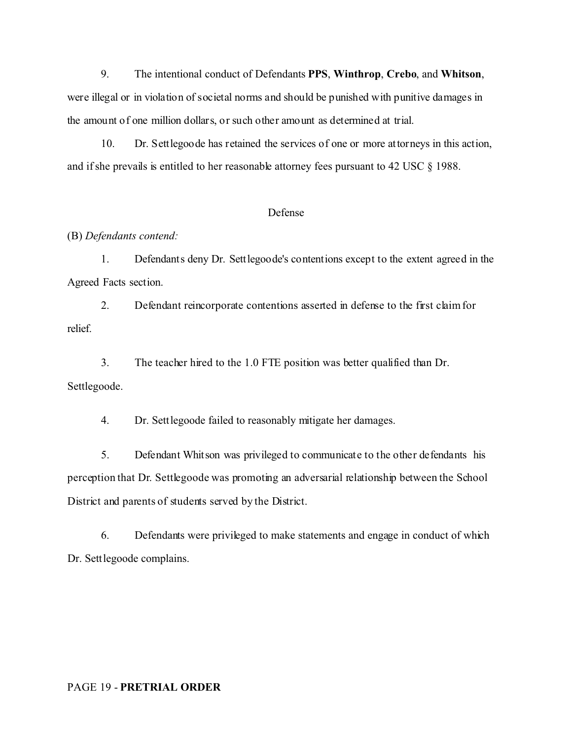9. The intentional conduct of Defendants **PPS**, **Winthrop**, **Crebo**, and **Whitson**, were illegal or in violation of societal norms and should be punished with punitive damages in the amount of one million dollars, or such other amount as determined at trial.

10. Dr. Settlegoode has retained the services of one or more attorneys in this action, and if she prevails is entitled to her reasonable attorney fees pursuant to 42 USC § 1988.

Defense

(B) *Defendants contend:*

1. Defendants deny Dr. Settlegoode's contentions except to the extent agreed in the Agreed Facts section.

2. Defendant reincorporate contentions asserted in defense to the first claim for relief.

3. The teacher hired to the 1.0 FTE position was better qualified than Dr. Settlegoode.

4. Dr. Settlegoode failed to reasonably mitigate her damages.

5. Defendant Whitson was privileged to communicate to the other defendants his perception that Dr. Settlegoode was promoting an adversarial relationship between the School District and parents of students served by the District.

6. Defendants were privileged to make statements and engage in conduct of which Dr. Settlegoode complains.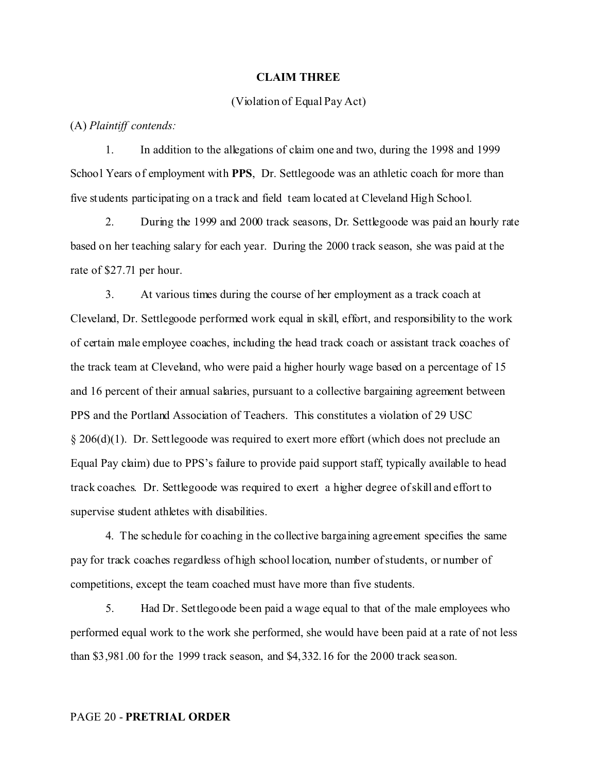**CLAIM THREE**

(Violation of Equal Pay Act)

(A) *Plaintiff contends:*

1. In addition to the allegations of claim one and two, during the 1998 and 1999 School Years of employment with **PPS**, Dr. Settlegoode was an athletic coach for more than five students participating on a track and field team located at Cleveland High School.

2. During the 1999 and 2000 track seasons, Dr. Settlegoode was paid an hourly rate based on her teaching salary for each year. During the 2000 track season, she was paid at the rate of $27.71 per hour.

3. At various times during the course of her employment as a track coach at Cleveland, Dr. Settlegoode performed work equal in skill, effort, and responsibility to the work of certain male employee coaches, including the head track coach or assistant track coaches of the track team at Cleveland, who were paid a higher hourly wage based on a percentage of 15 and 16 percent of their annual salaries, pursuant to a collective bargaining agreement between PPS and the Portland Association of Teachers. This constitutes a violation of 29 USC § 206(d)(1). Dr. Settlegoode was required to exert more effort (which does not preclude an Equal Pay claim) due to PPS's failure to provide paid support staff, typically available to head track coaches. Dr. Settlegoode was required to exert a higher degree of skill and effort to supervise student athletes with disabilities.

4. The schedule for coaching in the collective bargaining agreement specifies the same pay for track coaches regardless of high school location, number of students, or number of competitions, except the team coached must have more than five students.

5. Had Dr. Settlegoode been paid a wage equal to that of the male employees who performed equal work to the work she performed, she would have been paid at a rate of not less than $3,981.00 for the 1999 track season, and $4,332.16 for the 2000 track season.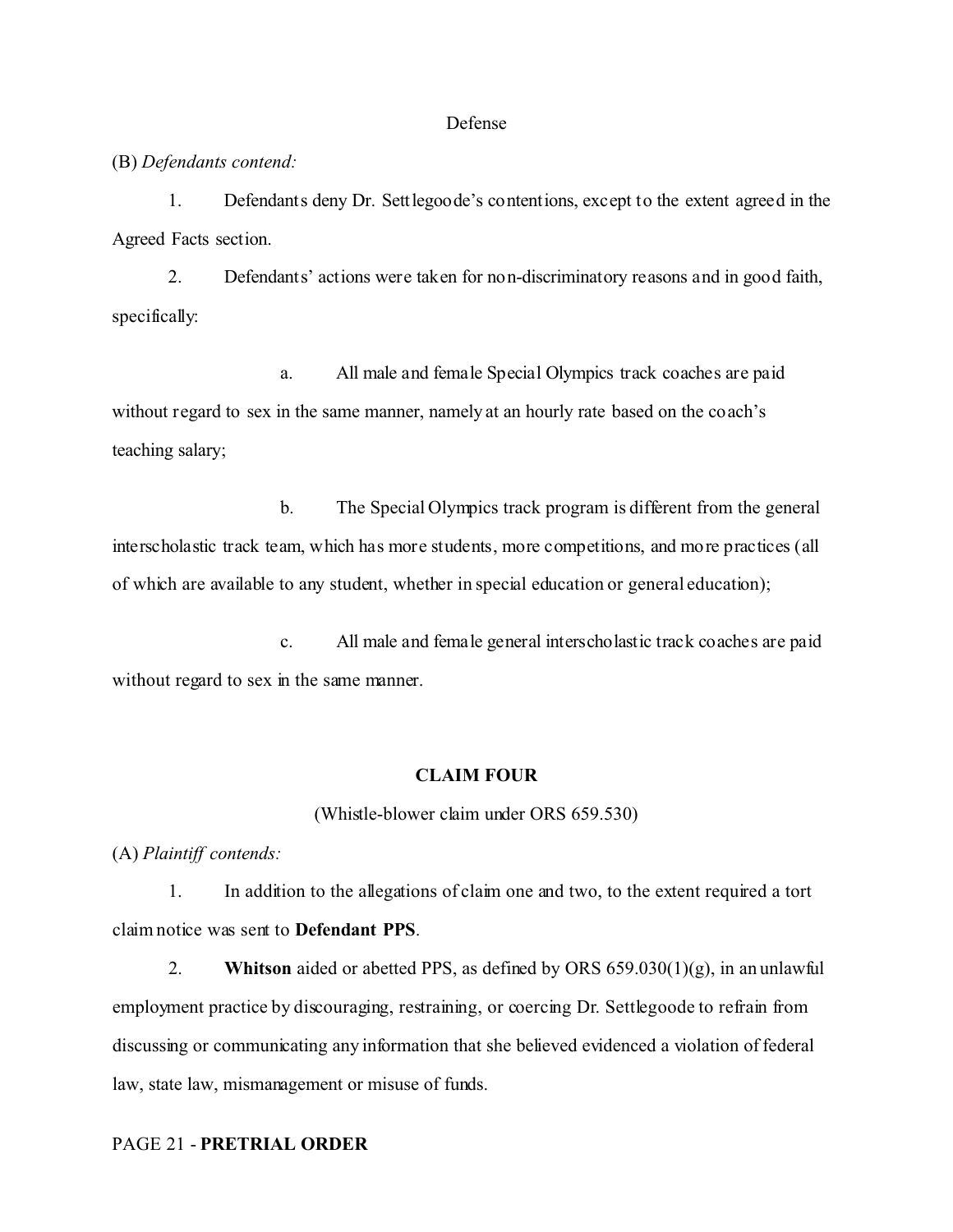Defense

(B) *Defendants contend:*

1. Defendants deny Dr. Settlegoode's contentions, except to the extent agreed in the Agreed Facts section.

2. Defendants' actions were taken for non-discriminatory reasons and in good faith, specifically:

   a. All male and female Special Olympics track coaches are paid without regard to sex in the same manner, namely at an hourly rate based on the coach's teaching salary;

   b. The Special Olympics track program is different from the general interscholastic track team, which has more students, more competitions, and more practices (all of which are available to any student, whether in special education or general education);

   c. All male and female general interscholastic track coaches are paid without regard to sex in the same manner.

**CLAIM FOUR**

(Whistle-blower claim under ORS 659.530)

(A) *Plaintiff contends:*

1. In addition to the allegations of claim one and two, to the extent required a tort claim notice was sent to **Defendant PPS**.

2. **Whitson** aided or abetted PPS, as defined by ORS 659.030(1)(g), in an unlawful employment practice by discouraging, restraining, or coercing Dr. Settlegoode to refrain from discussing or communicating any information that she believed evidenced a violation of federal law, state law, mismanagement or misuse of funds.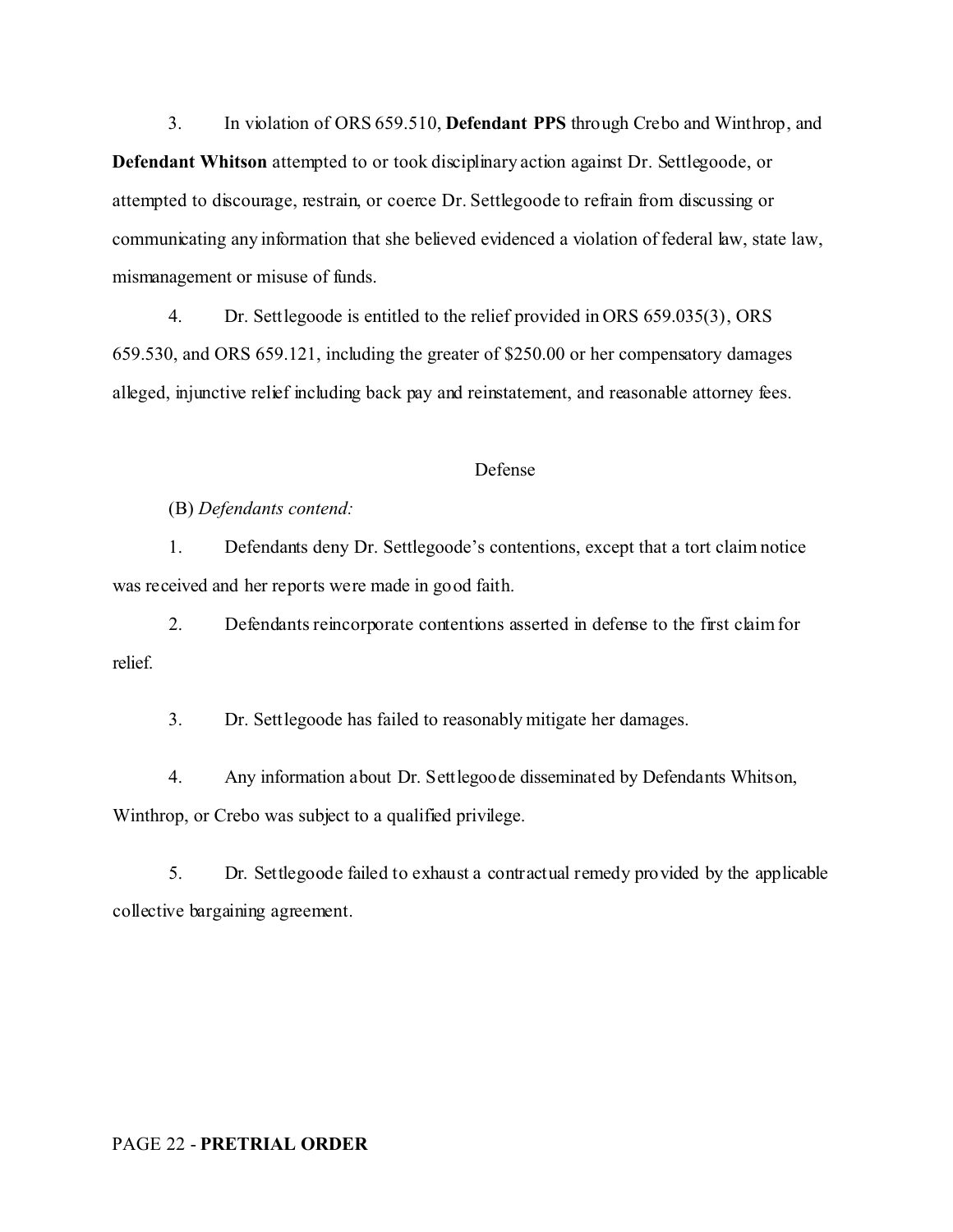3. In violation of ORS 659.510, **Defendant PPS** through Crebo and Winthrop, and **Defendant Whitson** attempted to or took disciplinary action against Dr. Settlegoode, or attempted to discourage, restrain, or coerce Dr. Settlegoode to refrain from discussing or communicating any information that she believed evidenced a violation of federal law, state law, mismanagement or misuse of funds.

4. Dr. Settlegoode is entitled to the relief provided in ORS 659.035(3), ORS 659.530, and ORS 659.121, including the greater of $250.00 or her compensatory damages alleged, injunctive relief including back pay and reinstatement, and reasonable attorney fees.

Defense

(B) *Defendants contend:*

1. Defendants deny Dr. Settlegoode's contentions, except that a tort claim notice was received and her reports were made in good faith.

2. Defendants reincorporate contentions asserted in defense to the first claim for relief.

3. Dr. Settlegoode has failed to reasonably mitigate her damages.

4. Any information about Dr. Settlegoode disseminated by Defendants Whitson, Winthrop, or Crebo was subject to a qualified privilege.

5. Dr. Settlegoode failed to exhaust a contractual remedy provided by the applicable collective bargaining agreement.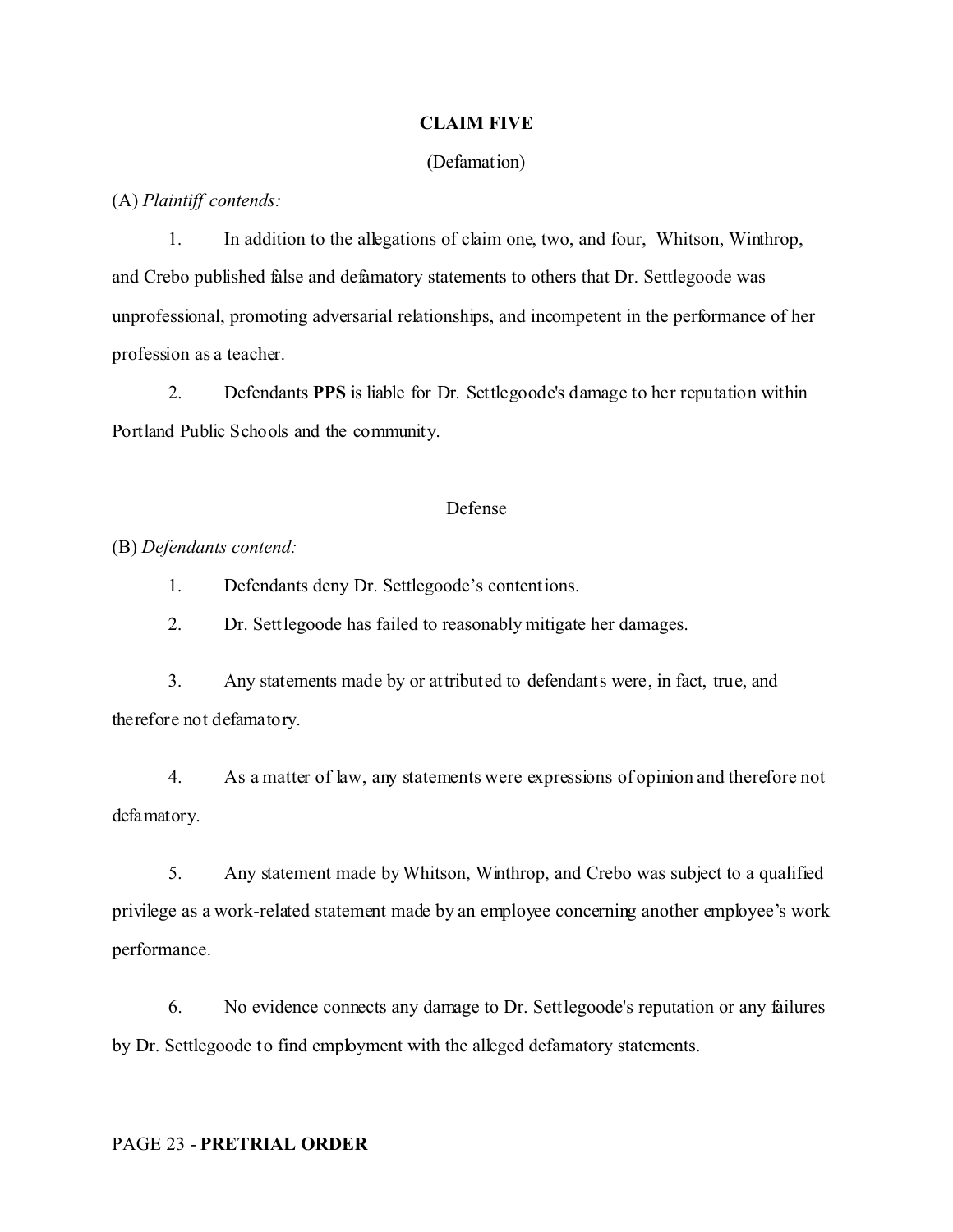**CLAIM FIVE**

(Defamation)

(A) *Plaintiff contends:*

1. In addition to the allegations of claim one, two, and four, Whitson, Winthrop, and Crebo published false and defamatory statements to others that Dr. Settlegoode was unprofessional, promoting adversarial relationships, and incompetent in the performance of her profession as a teacher.

2. Defendants **PPS** is liable for Dr. Settlegoode's damage to her reputation within Portland Public Schools and the community.

Defense

(B) *Defendants contend:*

1. Defendants deny Dr. Settlegoode's contentions.

2. Dr. Settlegoode has failed to reasonably mitigate her damages.

3. Any statements made by or attributed to defendants were, in fact, true, and therefore not defamatory.

4. As a matter of law, any statements were expressions of opinion and therefore not defamatory.

5. Any statement made by Whitson, Winthrop, and Crebo was subject to a qualified privilege as a work-related statement made by an employee concerning another employee's work performance.

6. No evidence connects any damage to Dr. Settlegoode's reputation or any failures by Dr. Settlegoode to find employment with the alleged defamatory statements.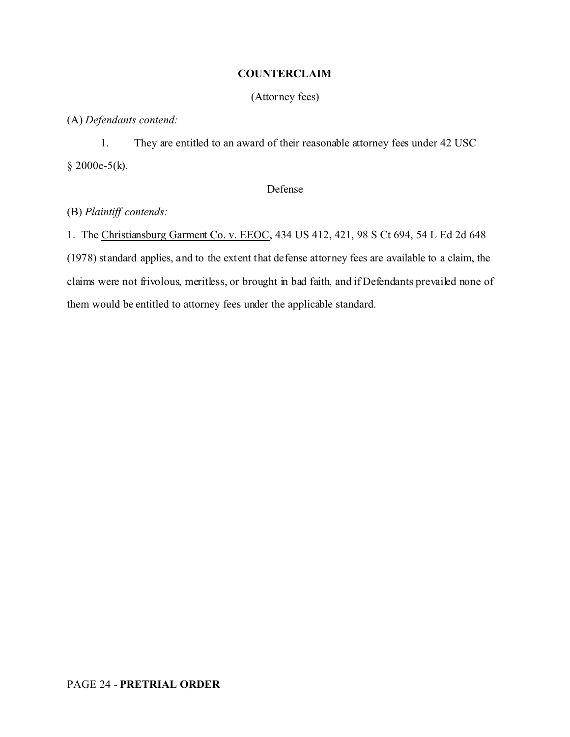## COUNTERCLAIM

(Attorney fees)

(A) *Defendants contend:*

1. They are entitled to an award of their reasonable attorney fees under 42 USC § 2000e-5(k).

Defense

(B) *Plaintiff contends:*

1. The Christiansburg Garment Co. v. EEOC, 434 US 412, 421, 98 S Ct 694, 54 L Ed 2d 648 (1978) standard applies, and to the extent that defense attorney fees are available to a claim, the claims were not frivolous, meritless, or brought in bad faith, and if Defendants prevailed none of them would be entitled to attorney fees under the applicable standard.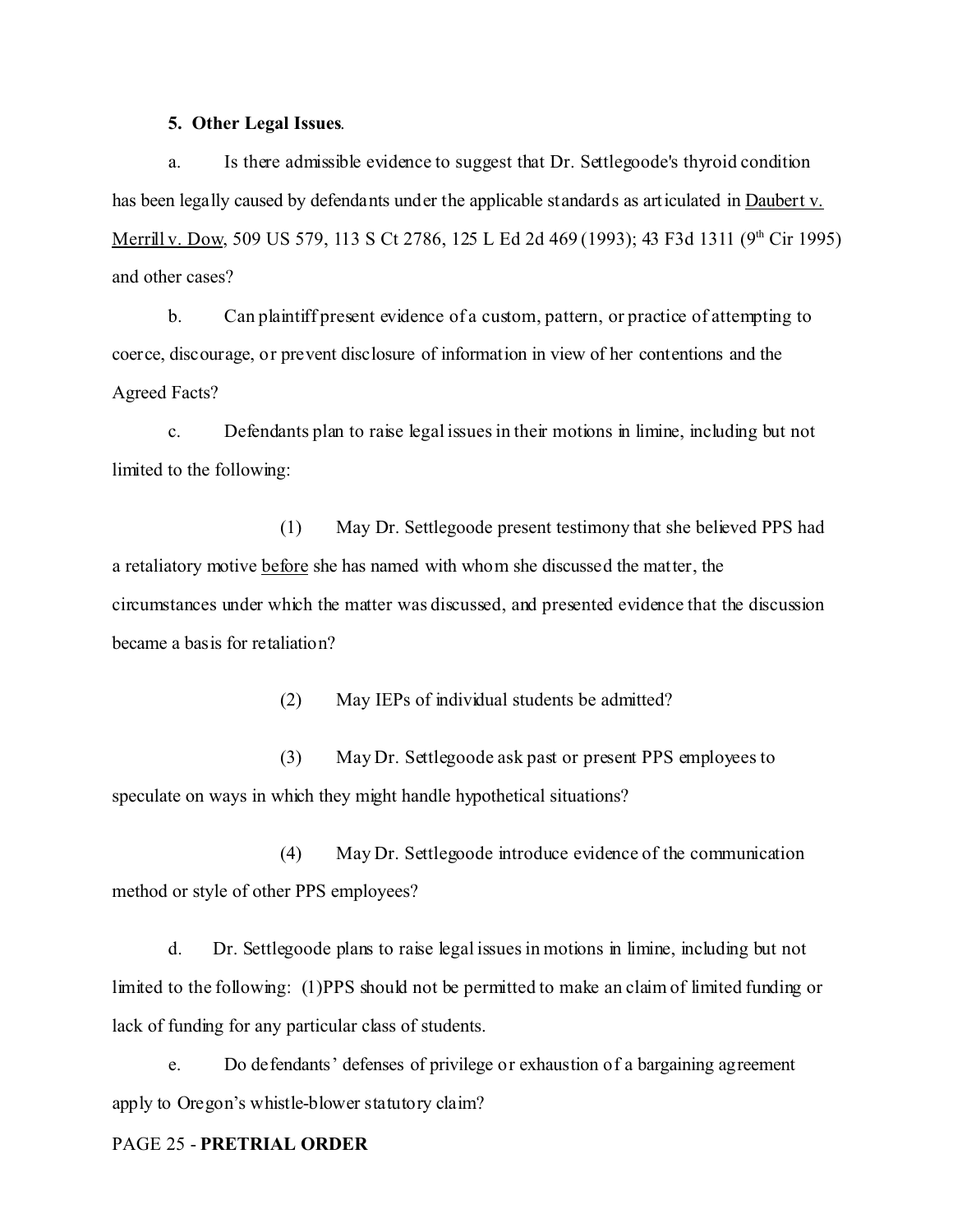**5. Other Legal Issues**.

a. Is there admissible evidence to suggest that Dr. Settlegoode's thyroid condition has been legally caused by defendants under the applicable standards as articulated in Daubert v. Merrill v. Dow, 509 US 579, 113 S Ct 2786, 125 L Ed 2d 469 (1993); 43 F3d 1311 (9th Cir 1995) and other cases?

b. Can plaintiff present evidence of a custom, pattern, or practice of attempting to coerce, discourage, or prevent disclosure of information in view of her contentions and the Agreed Facts?

c. Defendants plan to raise legal issues in their motions in limine, including but not limited to the following:

(1) May Dr. Settlegoode present testimony that she believed PPS had a retaliatory motive before she has named with whom she discussed the matter, the circumstances under which the matter was discussed, and presented evidence that the discussion became a basis for retaliation?

(2) May IEPs of individual students be admitted?

(3) May Dr. Settlegoode ask past or present PPS employees to speculate on ways in which they might handle hypothetical situations?

(4) May Dr. Settlegoode introduce evidence of the communication method or style of other PPS employees?

d. Dr. Settlegoode plans to raise legal issues in motions in limine, including but not limited to the following: (1)PPS should not be permitted to make an claim of limited funding or lack of funding for any particular class of students.

e. Do defendants' defenses of privilege or exhaustion of a bargaining agreement apply to Oregon's whistle-blower statutory claim?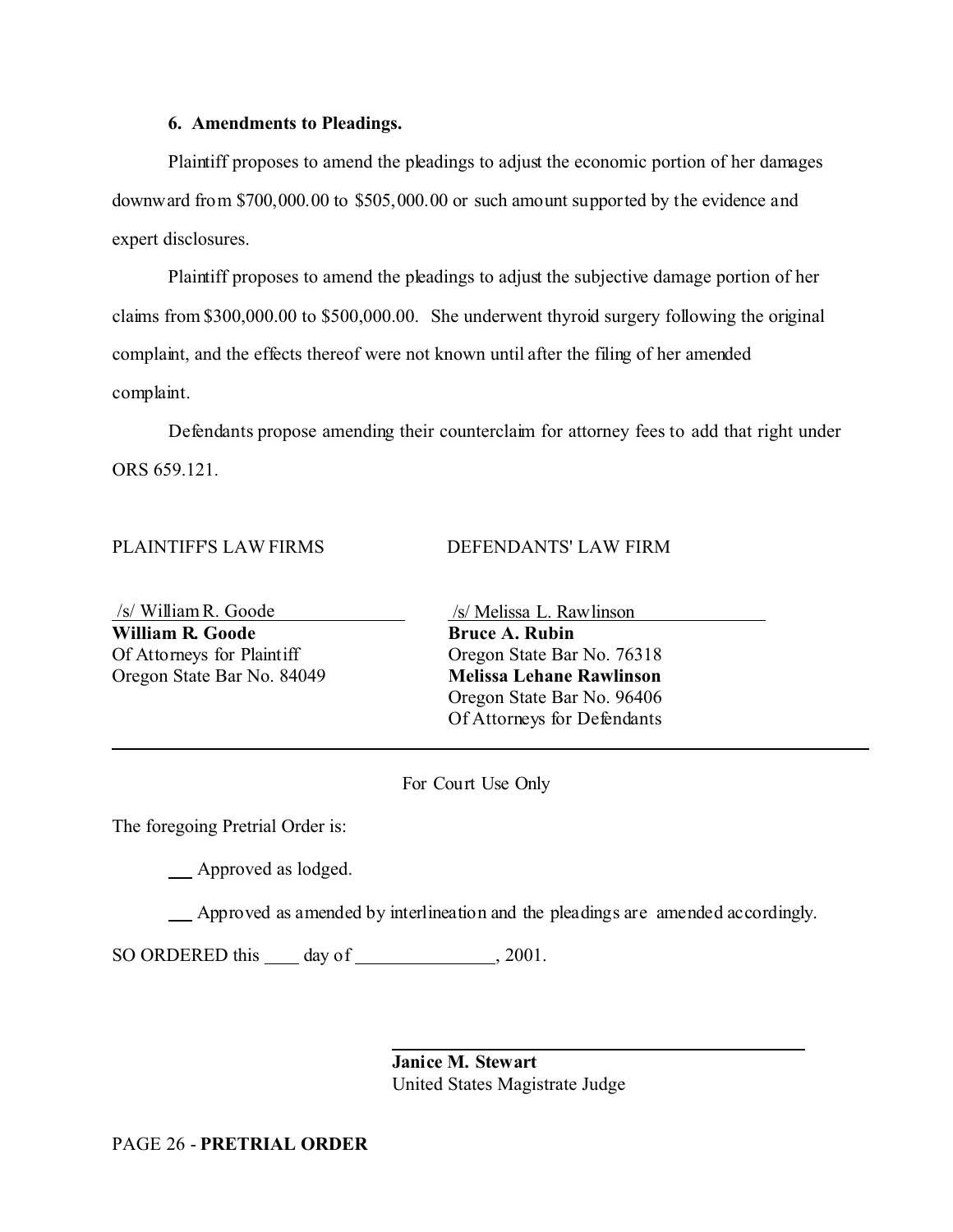**6. Amendments to Pleadings.**

Plaintiff proposes to amend the pleadings to adjust the economic portion of her damages downward from $700,000.00 to $505,000.00 or such amount supported by the evidence and expert disclosures.

Plaintiff proposes to amend the pleadings to adjust the subjective damage portion of her claims from $300,000.00 to $500,000.00. She underwent thyroid surgery following the original complaint, and the effects thereof were not known until after the filing of her amended complaint.

Defendants propose amending their counterclaim for attorney fees to add that right under ORS 659.121.

PLAINTIFF'S LAW FIRMS

/s/ William R. Goode
**William R. Goode**
Of Attorneys for Plaintiff
Oregon State Bar No. 84049

DEFENDANTS' LAW FIRM

/s/ Melissa L. Rawlinson
**Bruce A. Rubin**
Oregon State Bar No. 76318
**Melissa Lehane Rawlinson**
Oregon State Bar No. 96406
Of Attorneys for Defendants

---

For Court Use Only

The foregoing Pretrial Order is:

___ Approved as lodged.

___ Approved as amended by interlineation and the pleadings are amended accordingly.

SO ORDERED this ____ day of _______________, 2001.

______________________________
**Janice M. Stewart**
United States Magistrate Judge

PAGE 26 - **PRETRIAL ORDER**